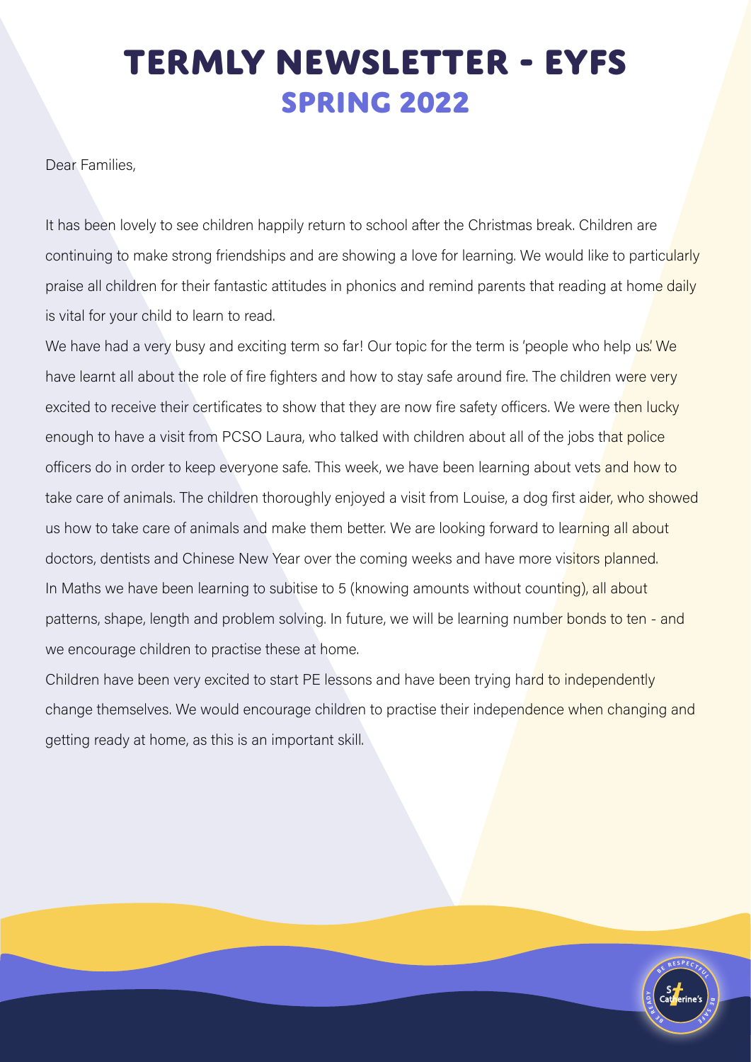# TERMLY NEWSLETTER - EYFS
## SPRING 2022

Dear Families,

It has been lovely to see children happily return to school after the Christmas break. Children are continuing to make strong friendships and are showing a love for learning. We would like to particularly praise all children for their fantastic attitudes in phonics and remind parents that reading at home daily is vital for your child to learn to read.

We have had a very busy and exciting term so far! Our topic for the term is 'people who help us.' We have learnt all about the role of fire fighters and how to stay safe around fire. The children were very excited to receive their certificates to show that they are now fire safety officers. We were then lucky enough to have a visit from PCSO Laura, who talked with children about all of the jobs that police officers do in order to keep everyone safe. This week, we have been learning about vets and how to take care of animals. The children thoroughly enjoyed a visit from Louise, a dog first aider, who showed us how to take care of animals and make them better. We are looking forward to learning all about doctors, dentists and Chinese New Year over the coming weeks and have more visitors planned.

In Maths we have been learning to subitise to 5 (knowing amounts without counting), all about patterns, shape, length and problem solving. In future, we will be learning number bonds to ten - and we encourage children to practise these at home.

Children have been very excited to start PE lessons and have been trying hard to independently change themselves. We would encourage children to practise their independence when changing and getting ready at home, as this is an important skill.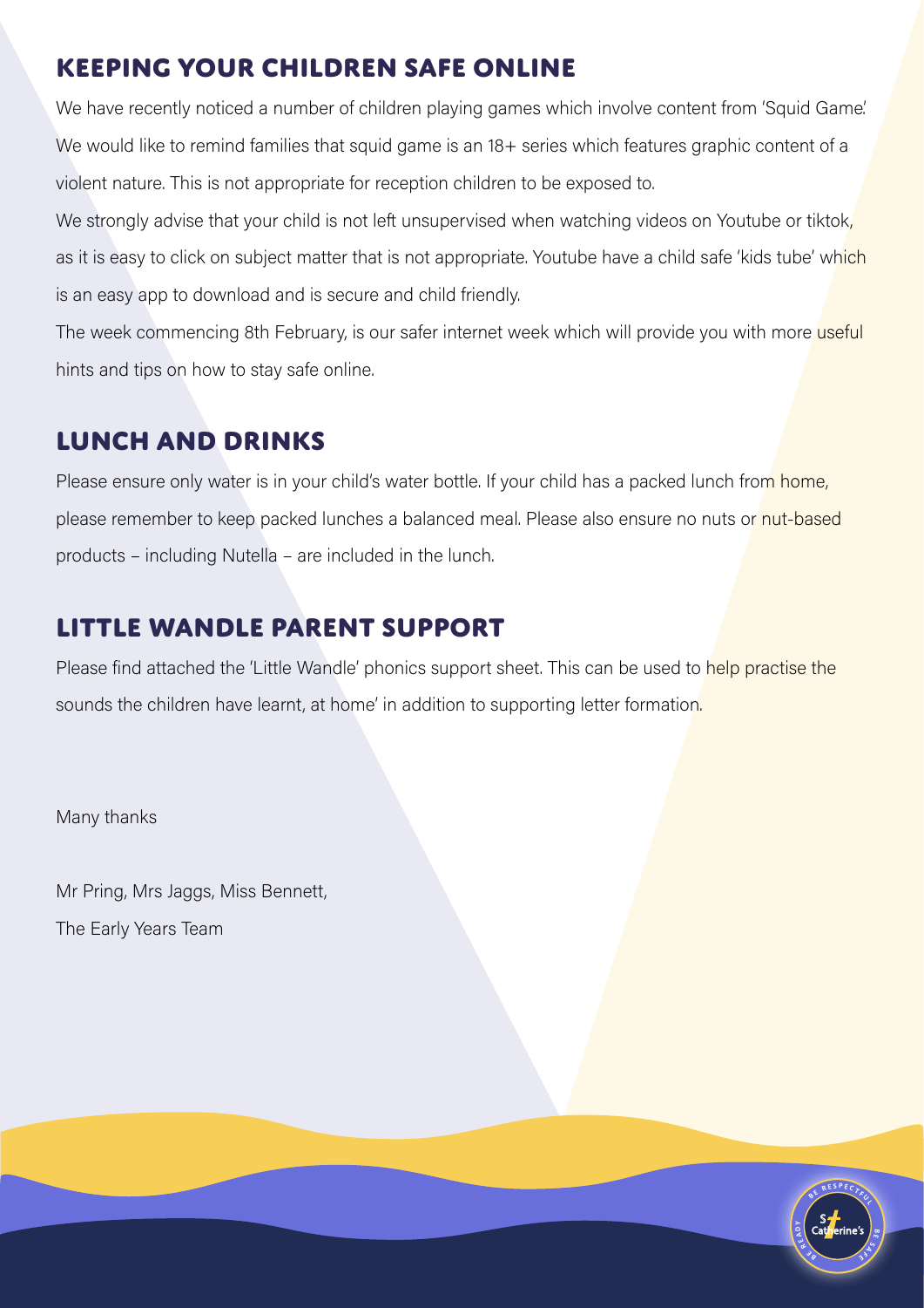## KEEPING YOUR CHILDREN SAFE ONLINE

We have recently noticed a number of children playing games which involve content from 'Squid Game'. We would like to remind families that squid game is an 18+ series which features graphic content of a violent nature. This is not appropriate for reception children to be exposed to.

We strongly advise that your child is not left unsupervised when watching videos on Youtube or tiktok, as it is easy to click on subject matter that is not appropriate. Youtube have a child safe 'kids tube' which is an easy app to download and is secure and child friendly.

The week commencing 8th February, is our safer internet week which will provide you with more useful hints and tips on how to stay safe online.

## LUNCH AND DRINKS

Please ensure only water is in your child's water bottle. If your child has a packed lunch from home, please remember to keep packed lunches a balanced meal. Please also ensure no nuts or nut-based products – including Nutella – are included in the lunch.

## LITTLE WANDLE PARENT SUPPORT

Please find attached the 'Little Wandle' phonics support sheet. This can be used to help practise the sounds the children have learnt, at home' in addition to supporting letter formation.

Many thanks

Mr Pring, Mrs Jaggs, Miss Bennett,
The Early Years Team